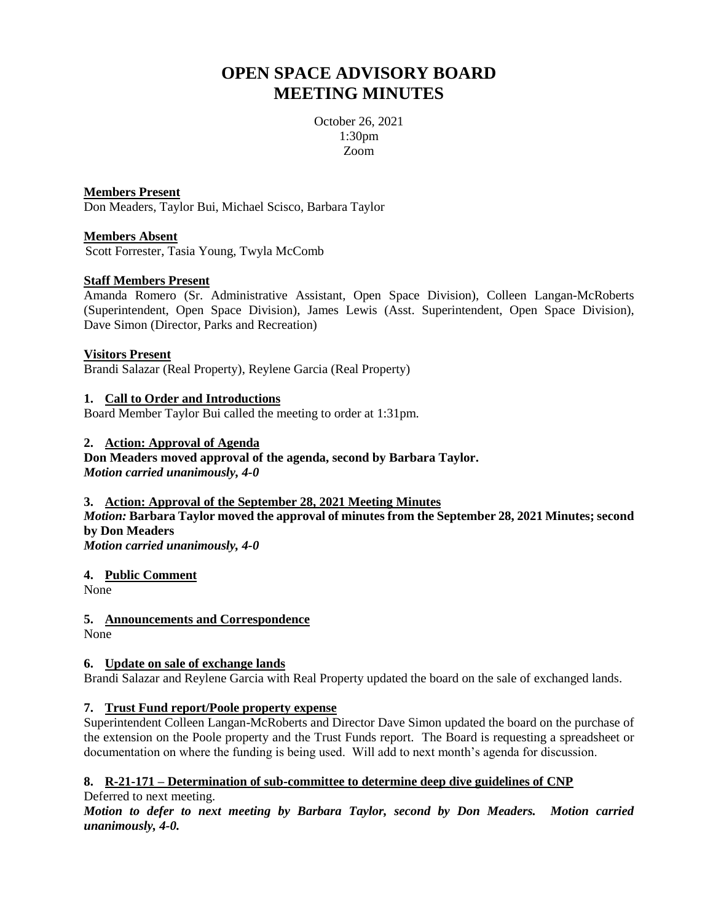# OPEN SPACE ADVISORY BOARD MEETING MINUTES

October 26, 2021
1:30pm
Zoom

**Members Present**
Don Meaders, Taylor Bui, Michael Scisco, Barbara Taylor

**Members Absent**
Scott Forrester, Tasia Young, Twyla McComb

**Staff Members Present**
Amanda Romero (Sr. Administrative Assistant, Open Space Division), Colleen Langan-McRoberts (Superintendent, Open Space Division), James Lewis (Asst. Superintendent, Open Space Division), Dave Simon (Director, Parks and Recreation)

**Visitors Present**
Brandi Salazar (Real Property), Reylene Garcia (Real Property)

**1. Call to Order and Introductions**
Board Member Taylor Bui called the meeting to order at 1:31pm.

**2. Action: Approval of Agenda**
**Don Meaders moved approval of the agenda, second by Barbara Taylor.**
***Motion carried unanimously, 4-0***

**3. Action: Approval of the September 28, 2021 Meeting Minutes**
***Motion:*** **Barbara Taylor moved the approval of minutes from the September 28, 2021 Minutes; second by Don Meaders**
***Motion carried unanimously, 4-0***

**4. Public Comment**
None

**5. Announcements and Correspondence**
None

**6. Update on sale of exchange lands**
Brandi Salazar and Reylene Garcia with Real Property updated the board on the sale of exchanged lands.

**7. Trust Fund report/Poole property expense**
Superintendent Colleen Langan-McRoberts and Director Dave Simon updated the board on the purchase of the extension on the Poole property and the Trust Funds report. The Board is requesting a spreadsheet or documentation on where the funding is being used. Will add to next month's agenda for discussion.

**8. R-21-171 – Determination of sub-committee to determine deep dive guidelines of CNP**
Deferred to next meeting.
***Motion to defer to next meeting by Barbara Taylor, second by Don Meaders. Motion carried unanimously, 4-0.***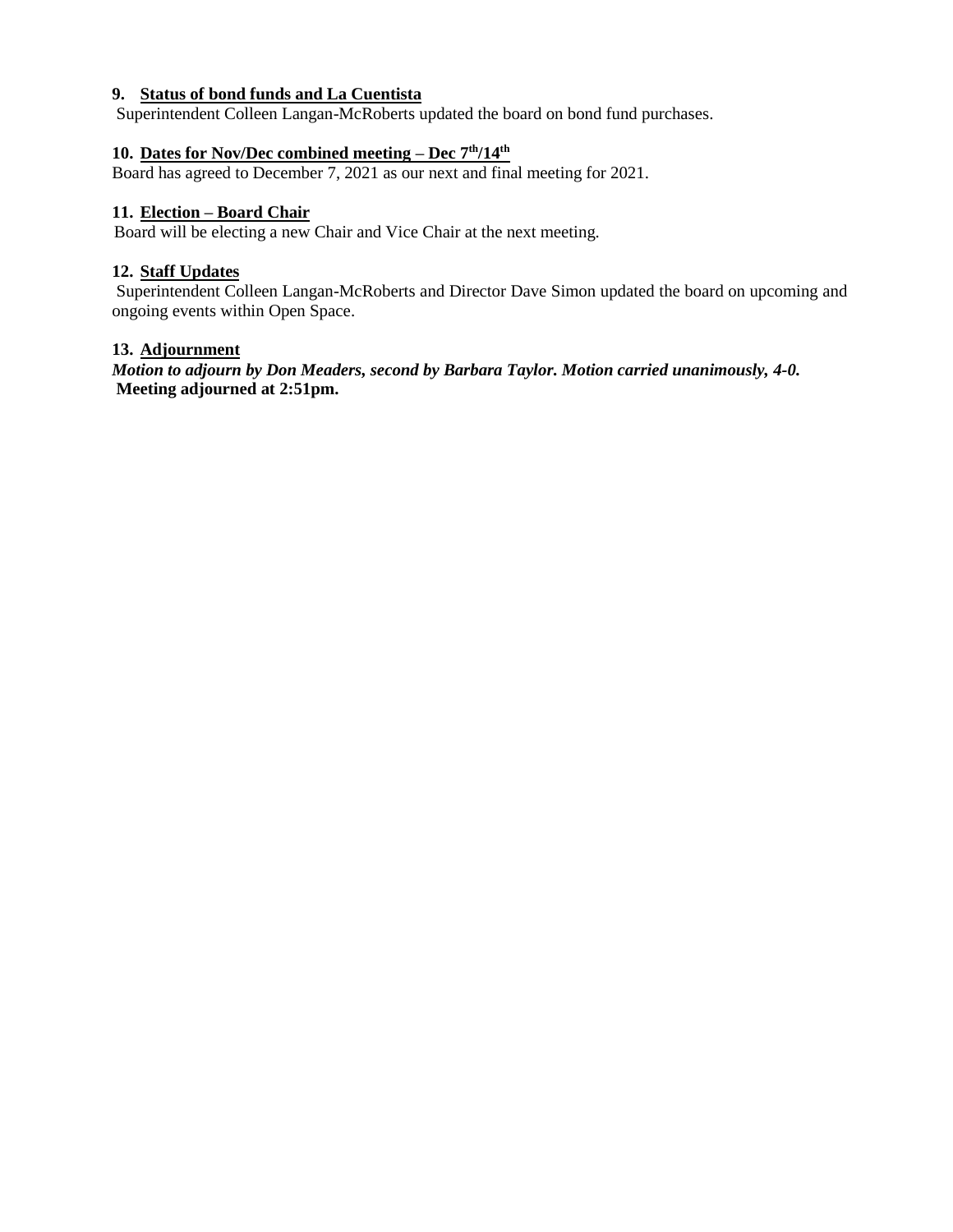**9. Status of bond funds and La Cuentista**

Superintendent Colleen Langan-McRoberts updated the board on bond fund purchases.

**10. Dates for Nov/Dec combined meeting – Dec 7th/14th**

Board has agreed to December 7, 2021 as our next and final meeting for 2021.

**11. Election – Board Chair**

Board will be electing a new Chair and Vice Chair at the next meeting.

**12. Staff Updates**

Superintendent Colleen Langan-McRoberts and Director Dave Simon updated the board on upcoming and ongoing events within Open Space.

**13. Adjournment**

***Motion to adjourn by Don Meaders, second by Barbara Taylor. Motion carried unanimously, 4-0.***

**Meeting adjourned at 2:51pm.**